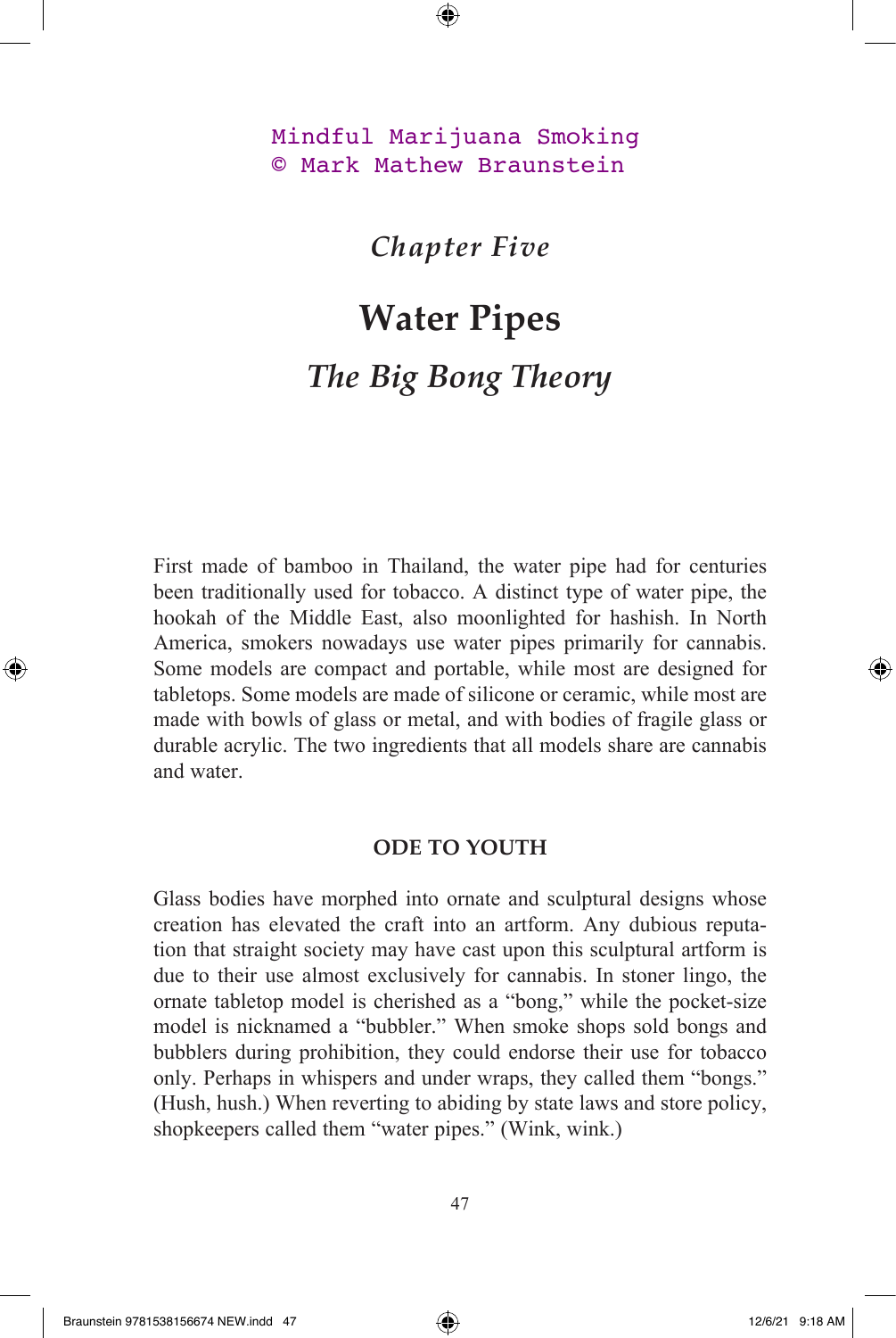Mindful Marijuana Smoking
© Mark Mathew Braunstein

*Chapter Five*

# Water Pipes

## *The Big Bong Theory*

First made of bamboo in Thailand, the water pipe had for centuries been traditionally used for tobacco. A distinct type of water pipe, the hookah of the Middle East, also moonlighted for hashish. In North America, smokers nowadays use water pipes primarily for cannabis. Some models are compact and portable, while most are designed for tabletops. Some models are made of silicone or ceramic, while most are made with bowls of glass or metal, and with bodies of fragile glass or durable acrylic. The two ingredients that all models share are cannabis and water.

### ODE TO YOUTH

Glass bodies have morphed into ornate and sculptural designs whose creation has elevated the craft into an artform. Any dubious reputation that straight society may have cast upon this sculptural artform is due to their use almost exclusively for cannabis. In stoner lingo, the ornate tabletop model is cherished as a "bong," while the pocket-size model is nicknamed a "bubbler." When smoke shops sold bongs and bubblers during prohibition, they could endorse their use for tobacco only. Perhaps in whispers and under wraps, they called them "bongs." (Hush, hush.) When reverting to abiding by state laws and store policy, shopkeepers called them "water pipes." (Wink, wink.)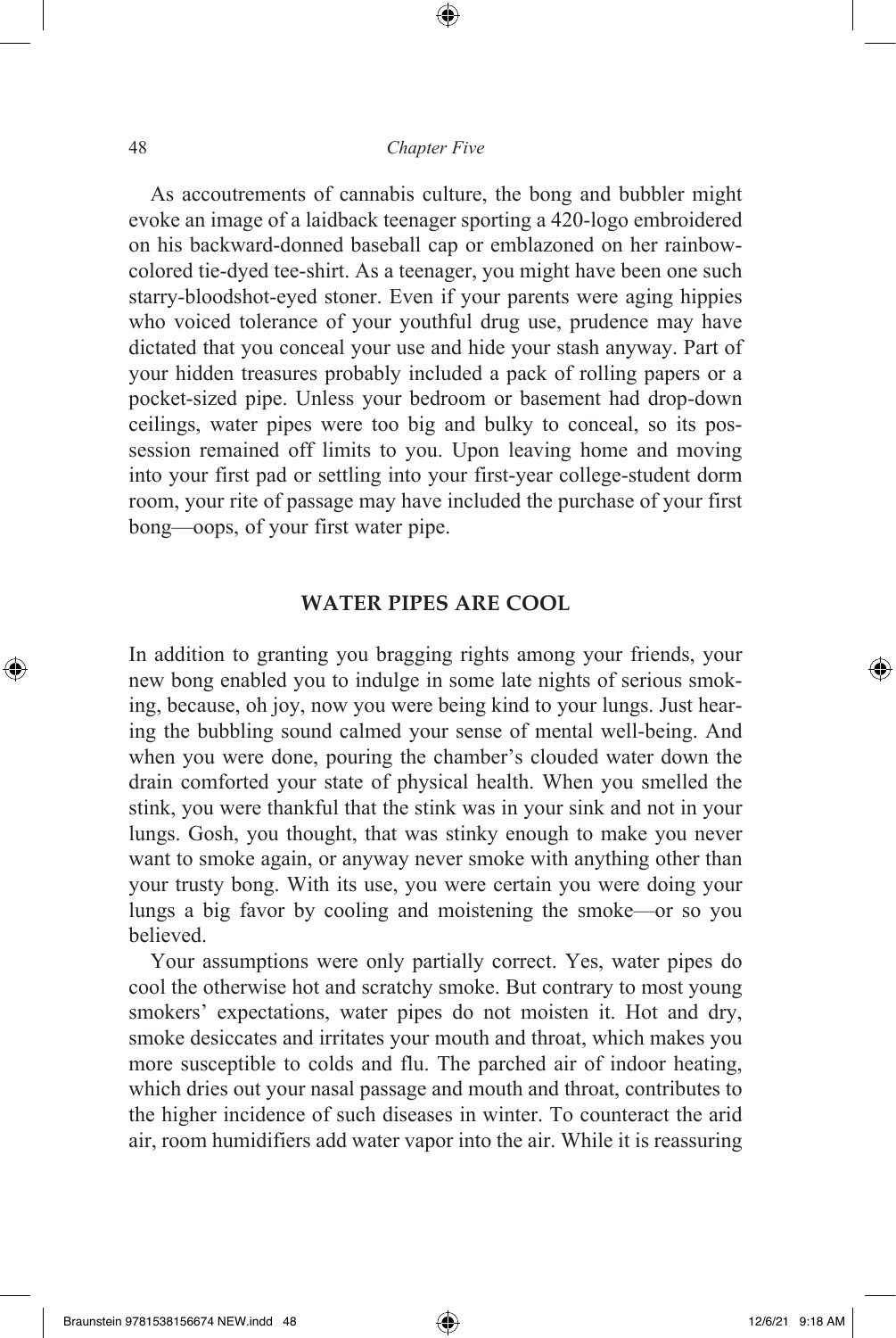As accoutrements of cannabis culture, the bong and bubbler might evoke an image of a laidback teenager sporting a 420-logo embroidered on his backward-donned baseball cap or emblazoned on her rainbow-colored tie-dyed tee-shirt. As a teenager, you might have been one such starry-bloodshot-eyed stoner. Even if your parents were aging hippies who voiced tolerance of your youthful drug use, prudence may have dictated that you conceal your use and hide your stash anyway. Part of your hidden treasures probably included a pack of rolling papers or a pocket-sized pipe. Unless your bedroom or basement had drop-down ceilings, water pipes were too big and bulky to conceal, so its possession remained off limits to you. Upon leaving home and moving into your first pad or settling into your first-year college-student dorm room, your rite of passage may have included the purchase of your first bong—oops, of your first water pipe.

## WATER PIPES ARE COOL

In addition to granting you bragging rights among your friends, your new bong enabled you to indulge in some late nights of serious smoking, because, oh joy, now you were being kind to your lungs. Just hearing the bubbling sound calmed your sense of mental well-being. And when you were done, pouring the chamber's clouded water down the drain comforted your state of physical health. When you smelled the stink, you were thankful that the stink was in your sink and not in your lungs. Gosh, you thought, that was stinky enough to make you never want to smoke again, or anyway never smoke with anything other than your trusty bong. With its use, you were certain you were doing your lungs a big favor by cooling and moistening the smoke—or so you believed.

Your assumptions were only partially correct. Yes, water pipes do cool the otherwise hot and scratchy smoke. But contrary to most young smokers' expectations, water pipes do not moisten it. Hot and dry, smoke desiccates and irritates your mouth and throat, which makes you more susceptible to colds and flu. The parched air of indoor heating, which dries out your nasal passage and mouth and throat, contributes to the higher incidence of such diseases in winter. To counteract the arid air, room humidifiers add water vapor into the air. While it is reassuring